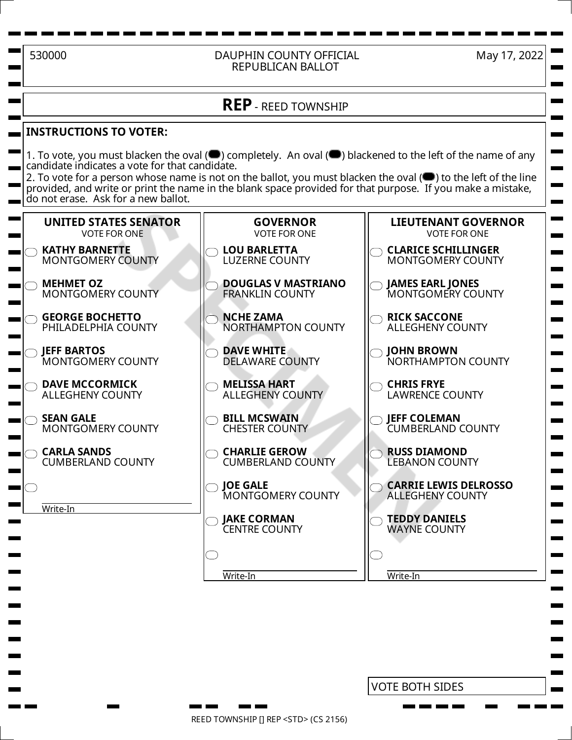530000

DAUPHIN COUNTY OFFICIAL
REPUBLICAN BALLOT

May 17, 2022

# REP - REED TOWNSHIP

## INSTRUCTIONS TO VOTER:

1. To vote, you must blacken the oval (⬬) completely. An oval (⬬) blackened to the left of the name of any candidate indicates a vote for that candidate.
2. To vote for a person whose name is not on the ballot, you must blacken the oval (⬬) to the left of the line provided, and write or print the name in the blank space provided for that purpose. If you make a mistake, do not erase. Ask for a new ballot.

## UNITED STATES SENATOR
VOTE FOR ONE

- ⬭ **KATHY BARNETTE** MONTGOMERY COUNTY
- ⬭ **MEHMET OZ** MONTGOMERY COUNTY
- ⬭ **GEORGE BOCHETTO** PHILADELPHIA COUNTY
- ⬭ **JEFF BARTOS** MONTGOMERY COUNTY
- ⬭ **DAVE MCCORMICK** ALLEGHENY COUNTY
- ⬭ **SEAN GALE** MONTGOMERY COUNTY
- ⬭ **CARLA SANDS** CUMBERLAND COUNTY
- ⬭ ____________ Write-In

## GOVERNOR
VOTE FOR ONE

- ⬭ **LOU BARLETTA** LUZERNE COUNTY
- ⬭ **DOUGLAS V MASTRIANO** FRANKLIN COUNTY
- ⬭ **NCHE ZAMA** NORTHAMPTON COUNTY
- ⬭ **DAVE WHITE** DELAWARE COUNTY
- ⬭ **MELISSA HART** ALLEGHENY COUNTY
- ⬭ **BILL MCSWAIN** CHESTER COUNTY
- ⬭ **CHARLIE GEROW** CUMBERLAND COUNTY
- ⬭ **JOE GALE** MONTGOMERY COUNTY
- ⬭ **JAKE CORMAN** CENTRE COUNTY
- ⬭ ____________ Write-In

## LIEUTENANT GOVERNOR
VOTE FOR ONE

- ⬭ **CLARICE SCHILLINGER** MONTGOMERY COUNTY
- ⬭ **JAMES EARL JONES** MONTGOMERY COUNTY
- ⬭ **RICK SACCONE** ALLEGHENY COUNTY
- ⬭ **JOHN BROWN** NORTHAMPTON COUNTY
- ⬭ **CHRIS FRYE** LAWRENCE COUNTY
- ⬭ **JEFF COLEMAN** CUMBERLAND COUNTY
- ⬭ **RUSS DIAMOND** LEBANON COUNTY
- ⬭ **CARRIE LEWIS DELROSSO** ALLEGHENY COUNTY
- ⬭ **TEDDY DANIELS** WAYNE COUNTY
- ⬭ ____________ Write-In

VOTE BOTH SIDES

REED TOWNSHIP [] REP <STD> (CS 2156)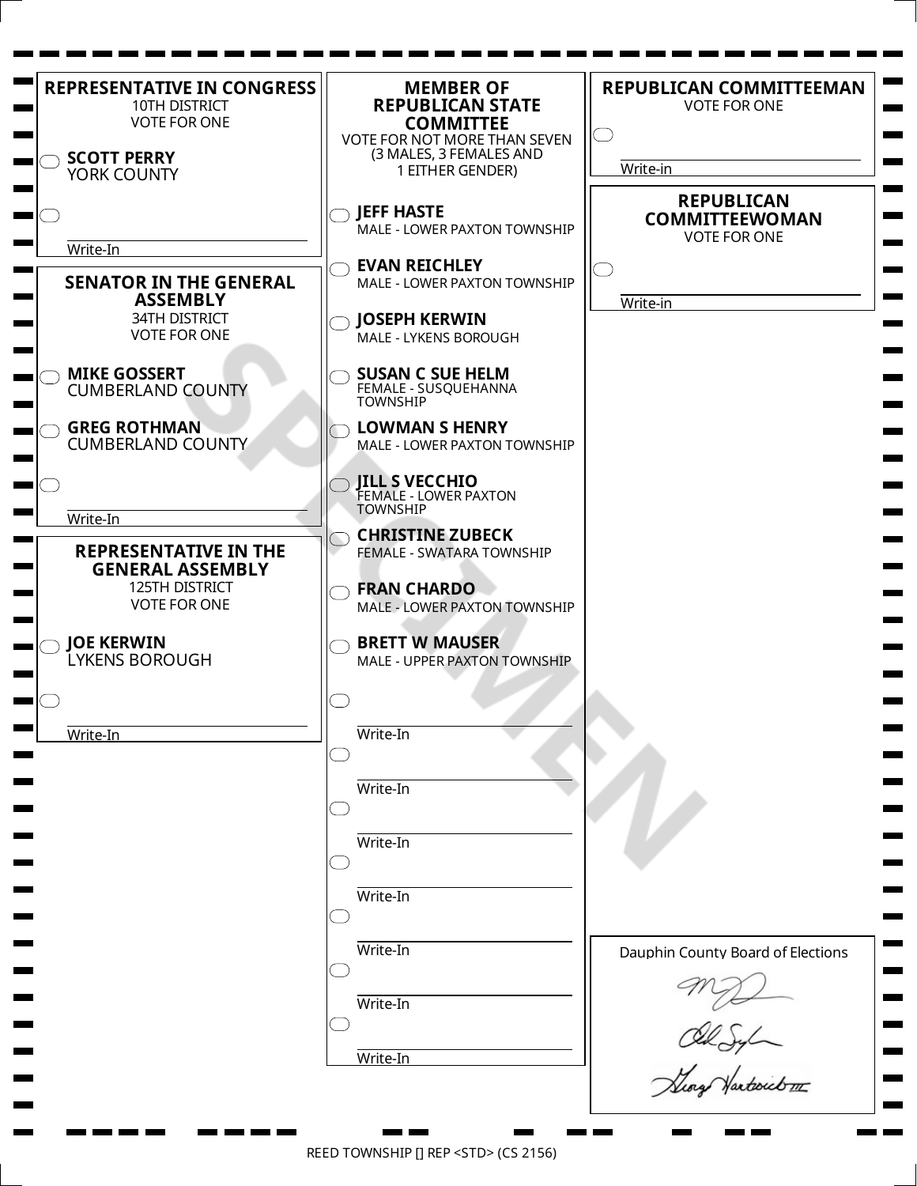## REPRESENTATIVE IN CONGRESS

10TH DISTRICT
VOTE FOR ONE

- **SCOTT PERRY**
  YORK COUNTY
- Write-In

## SENATOR IN THE GENERAL ASSEMBLY

34TH DISTRICT
VOTE FOR ONE

- **MIKE GOSSERT**
  CUMBERLAND COUNTY
- **GREG ROTHMAN**
  CUMBERLAND COUNTY
- Write-In

## REPRESENTATIVE IN THE GENERAL ASSEMBLY

125TH DISTRICT
VOTE FOR ONE

- **JOE KERWIN**
  LYKENS BOROUGH
- Write-In

## MEMBER OF REPUBLICAN STATE COMMITTEE

VOTE FOR NOT MORE THAN SEVEN
(3 MALES, 3 FEMALES AND
1 EITHER GENDER)

- **JEFF HASTE**
  MALE - LOWER PAXTON TOWNSHIP
- **EVAN REICHLEY**
  MALE - LOWER PAXTON TOWNSHIP
- **JOSEPH KERWIN**
  MALE - LYKENS BOROUGH
- **SUSAN C SUE HELM**
  FEMALE - SUSQUEHANNA TOWNSHIP
- **LOWMAN S HENRY**
  MALE - LOWER PAXTON TOWNSHIP
- **JILL S VECCHIO**
  FEMALE - LOWER PAXTON TOWNSHIP
- **CHRISTINE ZUBECK**
  FEMALE - SWATARA TOWNSHIP
- **FRAN CHARDO**
  MALE - LOWER PAXTON TOWNSHIP
- **BRETT W MAUSER**
  MALE - UPPER PAXTON TOWNSHIP
- Write-In
- Write-In
- Write-In
- Write-In
- Write-In
- Write-In
- Write-In

## REPUBLICAN COMMITTEEMAN

VOTE FOR ONE

- Write-in

## REPUBLICAN COMMITTEEWOMAN

VOTE FOR ONE

- Write-in

Dauphin County Board of Elections

REED TOWNSHIP [] REP <STD> (CS 2156)